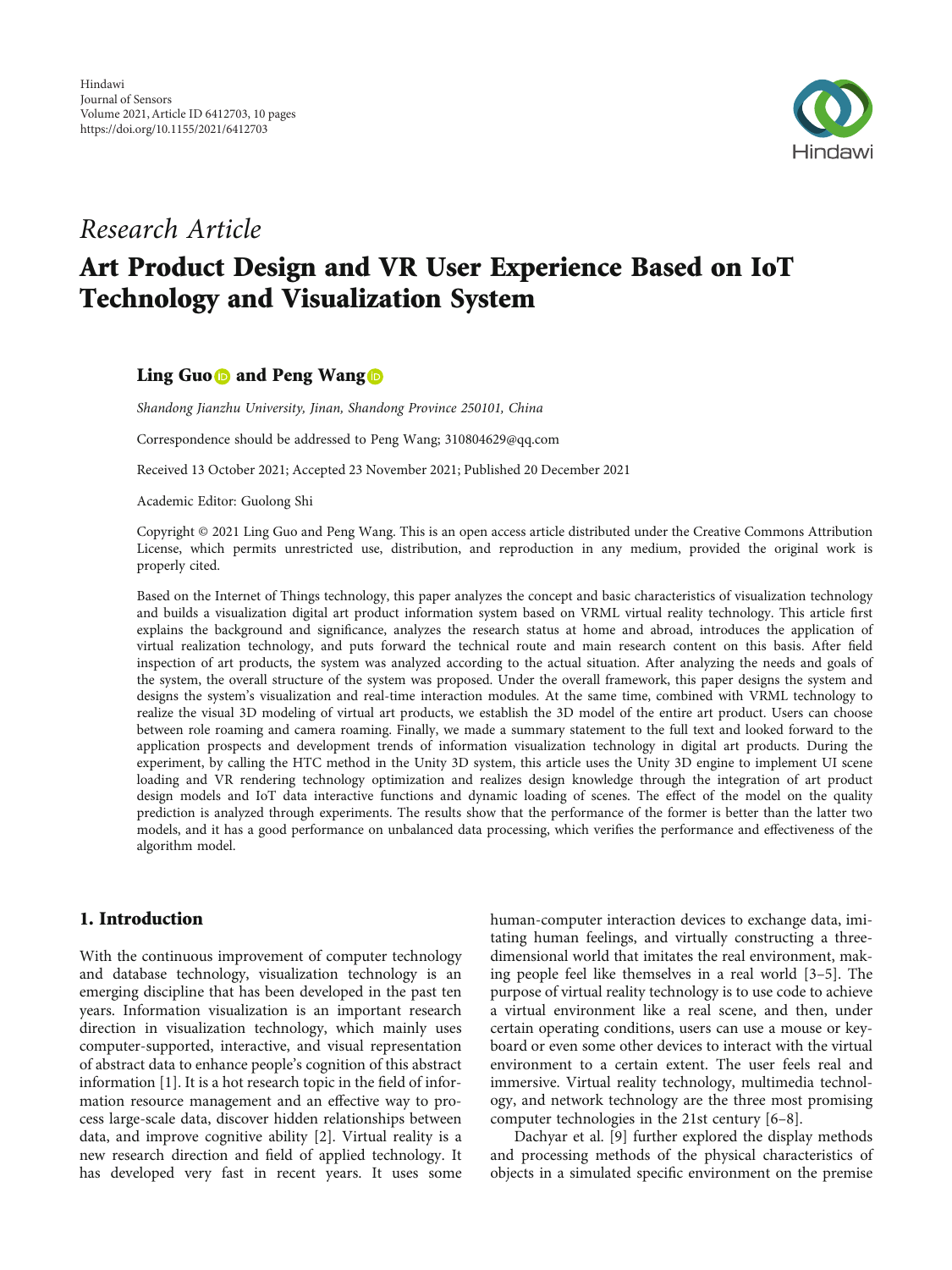Hindawi
Journal of Sensors
Volume 2021, Article ID 6412703, 10 pages
https://doi.org/10.1155/2021/6412703

*Research Article*

# Art Product Design and VR User Experience Based on IoT Technology and Visualization System

**Ling Guo and Peng Wang**

*Shandong Jianzhu University, Jinan, Shandong Province 250101, China*

Correspondence should be addressed to Peng Wang; 310804629@qq.com

Received 13 October 2021; Accepted 23 November 2021; Published 20 December 2021

Academic Editor: Guolong Shi

Copyright © 2021 Ling Guo and Peng Wang. This is an open access article distributed under the Creative Commons Attribution License, which permits unrestricted use, distribution, and reproduction in any medium, provided the original work is properly cited.

Based on the Internet of Things technology, this paper analyzes the concept and basic characteristics of visualization technology and builds a visualization digital art product information system based on VRML virtual reality technology. This article first explains the background and significance, analyzes the research status at home and abroad, introduces the application of virtual realization technology, and puts forward the technical route and main research content on this basis. After field inspection of art products, the system was analyzed according to the actual situation. After analyzing the needs and goals of the system, the overall structure of the system was proposed. Under the overall framework, this paper designs the system and designs the system's visualization and real-time interaction modules. At the same time, combined with VRML technology to realize the visual 3D modeling of virtual art products, we establish the 3D model of the entire art product. Users can choose between role roaming and camera roaming. Finally, we made a summary statement to the full text and looked forward to the application prospects and development trends of information visualization technology in digital art products. During the experiment, by calling the HTC method in the Unity 3D system, this article uses the Unity 3D engine to implement UI scene loading and VR rendering technology optimization and realizes design knowledge through the integration of art product design models and IoT data interactive functions and dynamic loading of scenes. The effect of the model on the quality prediction is analyzed through experiments. The results show that the performance of the former is better than the latter two models, and it has a good performance on unbalanced data processing, which verifies the performance and effectiveness of the algorithm model.

## 1. Introduction

With the continuous improvement of computer technology and database technology, visualization technology is an emerging discipline that has been developed in the past ten years. Information visualization is an important research direction in visualization technology, which mainly uses computer-supported, interactive, and visual representation of abstract data to enhance people's cognition of this abstract information [1]. It is a hot research topic in the field of information resource management and an effective way to process large-scale data, discover hidden relationships between data, and improve cognitive ability [2]. Virtual reality is a new research direction and field of applied technology. It has developed very fast in recent years. It uses some human-computer interaction devices to exchange data, imitating human feelings, and virtually constructing a three-dimensional world that imitates the real environment, making people feel like themselves in a real world [3–5]. The purpose of virtual reality technology is to use code to achieve a virtual environment like a real scene, and then, under certain operating conditions, users can use a mouse or keyboard or even some other devices to interact with the virtual environment to a certain extent. The user feels real and immersive. Virtual reality technology, multimedia technology, and network technology are the three most promising computer technologies in the 21st century [6–8].

Dachyar et al. [9] further explored the display methods and processing methods of the physical characteristics of objects in a simulated specific environment on the premise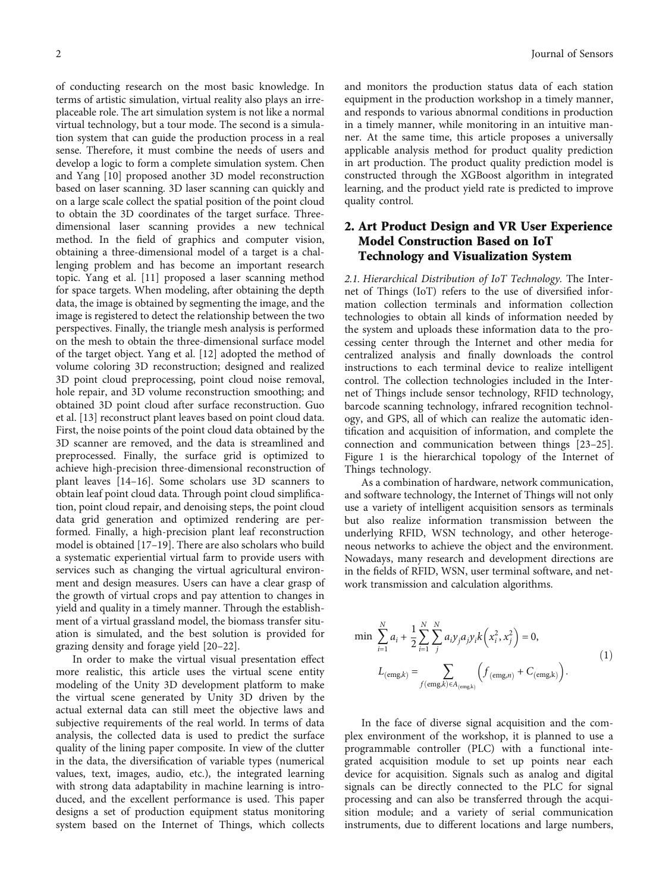of conducting research on the most basic knowledge. In terms of artistic simulation, virtual reality also plays an irreplaceable role. The art simulation system is not like a normal virtual technology, but a tour mode. The second is a simulation system that can guide the production process in a real sense. Therefore, it must combine the needs of users and develop a logic to form a complete simulation system. Chen and Yang [10] proposed another 3D model reconstruction based on laser scanning. 3D laser scanning can quickly and on a large scale collect the spatial position of the point cloud to obtain the 3D coordinates of the target surface. Three-dimensional laser scanning provides a new technical method. In the field of graphics and computer vision, obtaining a three-dimensional model of a target is a challenging problem and has become an important research topic. Yang et al. [11] proposed a laser scanning method for space targets. When modeling, after obtaining the depth data, the image is obtained by segmenting the image, and the image is registered to detect the relationship between the two perspectives. Finally, the triangle mesh analysis is performed on the mesh to obtain the three-dimensional surface model of the target object. Yang et al. [12] adopted the method of volume coloring 3D reconstruction; designed and realized 3D point cloud preprocessing, point cloud noise removal, hole repair, and 3D volume reconstruction smoothing; and obtained 3D point cloud after surface reconstruction. Guo et al. [13] reconstruct plant leaves based on point cloud data. First, the noise points of the point cloud data obtained by the 3D scanner are removed, and the data is streamlined and preprocessed. Finally, the surface grid is optimized to achieve high-precision three-dimensional reconstruction of plant leaves [14–16]. Some scholars use 3D scanners to obtain leaf point cloud data. Through point cloud simplification, point cloud repair, and denoising steps, the point cloud data grid generation and optimized rendering are performed. Finally, a high-precision plant leaf reconstruction model is obtained [17–19]. There are also scholars who build a systematic experiential virtual farm to provide users with services such as changing the virtual agricultural environment and design measures. Users can have a clear grasp of the growth of virtual crops and pay attention to changes in yield and quality in a timely manner. Through the establishment of a virtual grassland model, the biomass transfer situation is simulated, and the best solution is provided for grazing density and forage yield [20–22].

In order to make the virtual visual presentation effect more realistic, this article uses the virtual scene entity modeling of the Unity 3D development platform to make the virtual scene generated by Unity 3D driven by the actual external data can still meet the objective laws and subjective requirements of the real world. In terms of data analysis, the collected data is used to predict the surface quality of the lining paper composite. In view of the clutter in the data, the diversification of variable types (numerical values, text, images, audio, etc.), the integrated learning with strong data adaptability in machine learning is introduced, and the excellent performance is used. This paper designs a set of production equipment status monitoring system based on the Internet of Things, which collects and monitors the production status data of each station equipment in the production workshop in a timely manner, and responds to various abnormal conditions in production in a timely manner, while monitoring in an intuitive manner. At the same time, this article proposes a universally applicable analysis method for product quality prediction in art production. The product quality prediction model is constructed through the XGBoost algorithm in integrated learning, and the product yield rate is predicted to improve quality control.

## 2. Art Product Design and VR User Experience Model Construction Based on IoT Technology and Visualization System

*2.1. Hierarchical Distribution of IoT Technology.* The Internet of Things (IoT) refers to the use of diversified information collection terminals and information collection technologies to obtain all kinds of information needed by the system and uploads these information data to the processing center through the Internet and other media for centralized analysis and finally downloads the control instructions to each terminal device to realize intelligent control. The collection technologies included in the Internet of Things include sensor technology, RFID technology, barcode scanning technology, infrared recognition technology, and GPS, all of which can realize the automatic identification and acquisition of information, and complete the connection and communication between things [23–25]. Figure 1 is the hierarchical topology of the Internet of Things technology.

As a combination of hardware, network communication, and software technology, the Internet of Things will not only use a variety of intelligent acquisition sensors as terminals but also realize information transmission between the underlying RFID, WSN technology, and other heterogeneous networks to achieve the object and the environment. Nowadays, many research and development directions are in the fields of RFID, WSN, user terminal software, and network transmission and calculation algorithms.

$$\min \sum_{i=1}^{N} a_i + \frac{1}{2}\sum_{i=1}^{N}\sum_{j}^{N} a_i y_j a_j y_i k\left(x_i^2, x_j^2\right) = 0, \qquad L_{(\mathrm{emg},k)} = \sum_{f(\mathrm{emg},k)\in A_{(\mathrm{emg},k)}} \left(f_{(\mathrm{emg},n)} + C_{(\mathrm{emg},k)}\right). \tag{1}$$

In the face of diverse signal acquisition and the complex environment of the workshop, it is planned to use a programmable controller (PLC) with a functional integrated acquisition module to set up points near each device for acquisition. Signals such as analog and digital signals can be directly connected to the PLC for signal processing and can also be transferred through the acquisition module; and a variety of serial communication instruments, due to different locations and large numbers,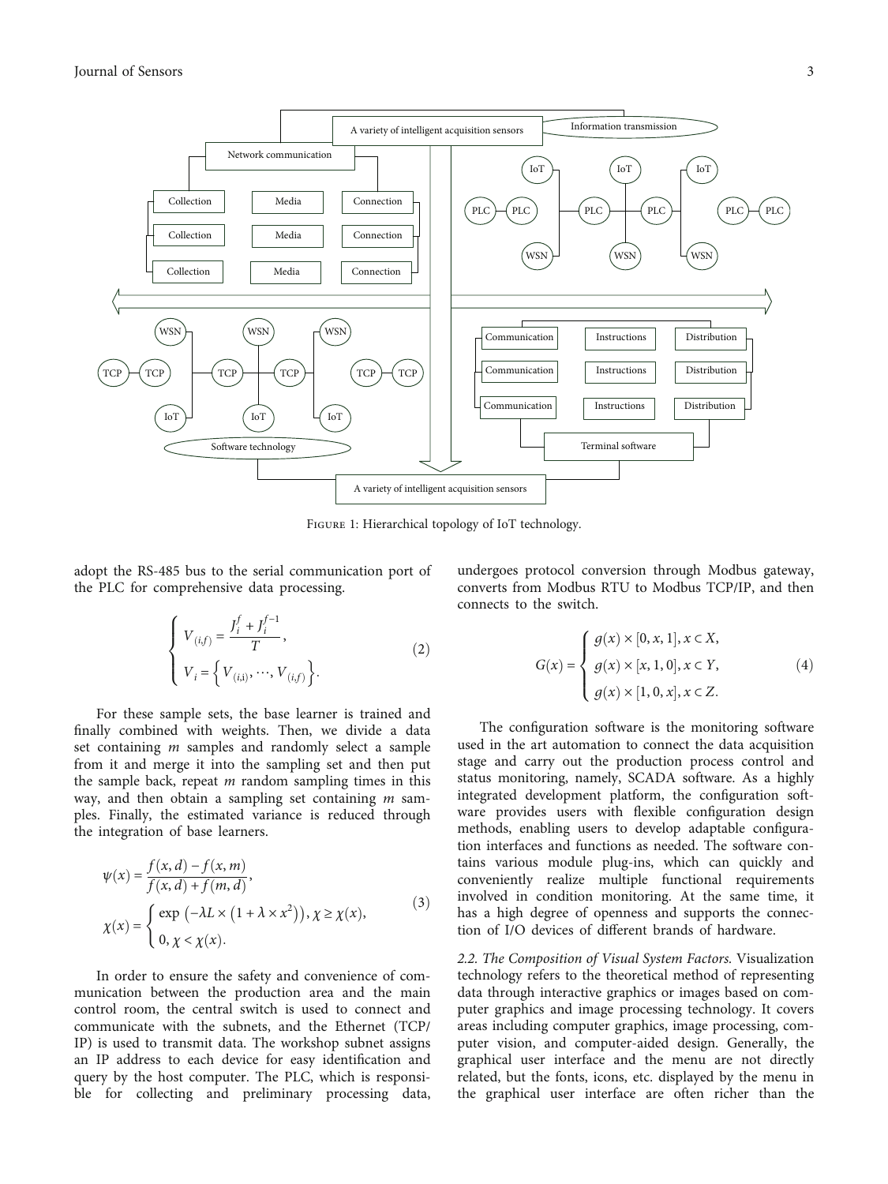A variety of intelligent acquisition sensors

Information transmission

Network communication

Collection

Media

Connection

Collection

Media

Connection

Collection

Media

Connection

IoT

IoT

IoT

PLC

PLC

PLC

PLC

PLC

PLC

WSN

WSN

WSN

WSN

WSN

WSN

TCP

TCP

TCP

TCP

TCP

TCP

IoT

IoT

IoT

Software technology

Communication

Instructions

Distribution

Communication

Instructions

Distribution

Communication

Instructions

Distribution

Terminal software

A variety of intelligent acquisition sensors

Figure 1: Hierarchical topology of IoT technology.

adopt the RS-485 bus to the serial communication port of the PLC for comprehensive data processing.

$$\begin{cases} V_{(i,f)} = \dfrac{J_i^f + J_i^{f-1}}{T}, \\ V_i = \left\{ V_{(i,i)}, \cdots, V_{(i,f)} \right\}. \end{cases} \tag{2}$$

For these sample sets, the base learner is trained and finally combined with weights. Then, we divide a data set containing $m$ samples and randomly select a sample from it and merge it into the sampling set and then put the sample back, repeat $m$ random sampling times in this way, and then obtain a sampling set containing $m$ samples. Finally, the estimated variance is reduced through the integration of base learners.

$$\begin{aligned} \psi(x) &= \frac{f(x,d) - f(x,m)}{f(x,d) + f(m,d)}, \\ \chi(x) &= \begin{cases} \exp\left(-\lambda L \times \left(1 + \lambda \times x^2\right)\right), \chi \geq \chi(x), \\ 0, \chi < \chi(x). \end{cases} \end{aligned} \tag{3}$$

In order to ensure the safety and convenience of communication between the production area and the main control room, the central switch is used to connect and communicate with the subnets, and the Ethernet (TCP/IP) is used to transmit data. The workshop subnet assigns an IP address to each device for easy identification and query by the host computer. The PLC, which is responsible for collecting and preliminary processing data, undergoes protocol conversion through Modbus gateway, converts from Modbus RTU to Modbus TCP/IP, and then connects to the switch.

$$G(x) = \begin{cases} g(x) \times [0, x, 1], x \subset X, \\ g(x) \times [x, 1, 0], x \subset Y, \\ g(x) \times [1, 0, x], x \subset Z. \end{cases} \tag{4}$$

The configuration software is the monitoring software used in the art automation to connect the data acquisition stage and carry out the production process control and status monitoring, namely, SCADA software. As a highly integrated development platform, the configuration software provides users with flexible configuration design methods, enabling users to develop adaptable configuration interfaces and functions as needed. The software contains various module plug-ins, which can quickly and conveniently realize multiple functional requirements involved in condition monitoring. At the same time, it has a high degree of openness and supports the connection of I/O devices of different brands of hardware.

*2.2. The Composition of Visual System Factors.* Visualization technology refers to the theoretical method of representing data through interactive graphics or images based on computer graphics and image processing technology. It covers areas including computer graphics, image processing, computer vision, and computer-aided design. Generally, the graphical user interface and the menu are not directly related, but the fonts, icons, etc. displayed by the menu in the graphical user interface are often richer than the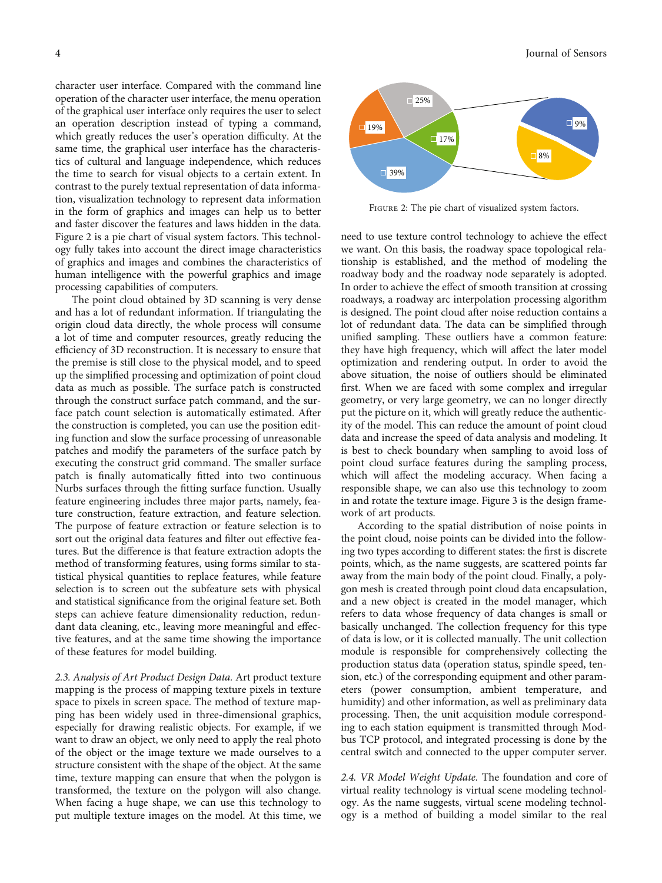character user interface. Compared with the command line operation of the character user interface, the menu operation of the graphical user interface only requires the user to select an operation description instead of typing a command, which greatly reduces the user's operation difficulty. At the same time, the graphical user interface has the characteristics of cultural and language independence, which reduces the time to search for visual objects to a certain extent. In contrast to the purely textual representation of data information, visualization technology to represent data information in the form of graphics and images can help us to better and faster discover the features and laws hidden in the data. Figure 2 is a pie chart of visual system factors. This technology fully takes into account the direct image characteristics of graphics and images and combines the characteristics of human intelligence with the powerful graphics and image processing capabilities of computers.

The point cloud obtained by 3D scanning is very dense and has a lot of redundant information. If triangulating the origin cloud data directly, the whole process will consume a lot of time and computer resources, greatly reducing the efficiency of 3D reconstruction. It is necessary to ensure that the premise is still close to the physical model, and to speed up the simplified processing and optimization of point cloud data as much as possible. The surface patch is constructed through the construct surface patch command, and the surface patch count selection is automatically estimated. After the construction is completed, you can use the position editing function and slow the surface processing of unreasonable patches and modify the parameters of the surface patch by executing the construct grid command. The smaller surface patch is finally automatically fitted into two continuous Nurbs surfaces through the fitting surface function. Usually feature engineering includes three major parts, namely, feature construction, feature extraction, and feature selection. The purpose of feature extraction or feature selection is to sort out the original data features and filter out effective features. But the difference is that feature extraction adopts the method of transforming features, using forms similar to statistical physical quantities to replace features, while feature selection is to screen out the subfeature sets with physical and statistical significance from the original feature set. Both steps can achieve feature dimensionality reduction, redundant data cleaning, etc., leaving more meaningful and effective features, and at the same time showing the importance of these features for model building.

*2.3. Analysis of Art Product Design Data.* Art product texture mapping is the process of mapping texture pixels in texture space to pixels in screen space. The method of texture mapping has been widely used in three-dimensional graphics, especially for drawing realistic objects. For example, if we want to draw an object, we only need to apply the real photo of the object or the image texture we made ourselves to a structure consistent with the shape of the object. At the same time, texture mapping can ensure that when the polygon is transformed, the texture on the polygon will also change. When facing a huge shape, we can use this technology to put multiple texture images on the model. At this time, we need to use texture control technology to achieve the effect we want. On this basis, the roadway space topological relationship is established, and the method of modeling the roadway body and the roadway node separately is adopted. In order to achieve the effect of smooth transition at crossing roadways, a roadway arc interpolation processing algorithm is designed. The point cloud after noise reduction contains a lot of redundant data. The data can be simplified through unified sampling. These outliers have a common feature: they have high frequency, which will affect the later model optimization and rendering output. In order to avoid the above situation, the noise of outliers should be eliminated first. When we are faced with some complex and irregular geometry, or very large geometry, we can no longer directly put the picture on it, which will greatly reduce the authenticity of the model. This can reduce the amount of point cloud data and increase the speed of data analysis and modeling. It is best to check boundary when sampling to avoid loss of point cloud surface features during the sampling process, which will affect the modeling accuracy. When facing a responsible shape, we can also use this technology to zoom in and rotate the texture image. Figure 3 is the design framework of art products.

25%
19%
17%
39%
9%
8%

Figure 2: The pie chart of visualized system factors.

According to the spatial distribution of noise points in the point cloud, noise points can be divided into the following two types according to different states: the first is discrete points, which, as the name suggests, are scattered points far away from the main body of the point cloud. Finally, a polygon mesh is created through point cloud data encapsulation, and a new object is created in the model manager, which refers to data whose frequency of data changes is small or basically unchanged. The collection frequency for this type of data is low, or it is collected manually. The unit collection module is responsible for comprehensively collecting the production status data (operation status, spindle speed, tension, etc.) of the corresponding equipment and other parameters (power consumption, ambient temperature, and humidity) and other information, as well as preliminary data processing. Then, the unit acquisition module corresponding to each station equipment is transmitted through Modbus TCP protocol, and integrated processing is done by the central switch and connected to the upper computer server.

*2.4. VR Model Weight Update.* The foundation and core of virtual reality technology is virtual scene modeling technology. As the name suggests, virtual scene modeling technology is a method of building a model similar to the real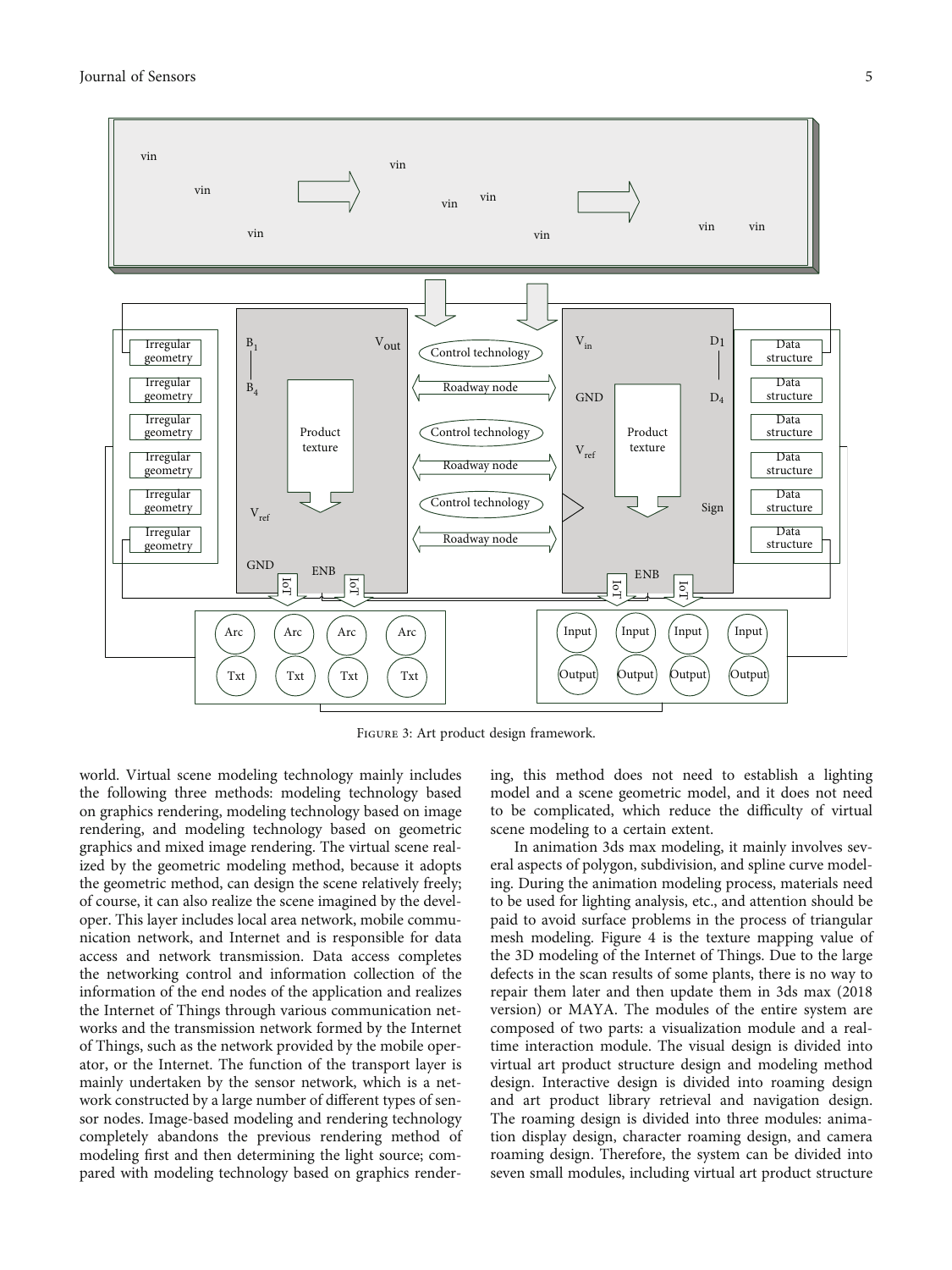vin

vin

vin

vin

vin

vin

vin

vin

vin

Irregular geometry

Irregular geometry

Irregular geometry

Irregular geometry

Irregular geometry

Irregular geometry

$B_1$

$B_4$

$V_{out}$

Product texture

$V_{ref}$

GND

ENB

IoT

IoT

Control technology

Roadway node

Control technology

Roadway node

Control technology

Roadway node

$V_{in}$

GND

$V_{ref}$

D1

$D_4$

Product texture

Sign

ENB

IoT

IoT

Data structure

Data structure

Data structure

Data structure

Data structure

Data structure

Arc

Arc

Arc

Arc

Txt

Txt

Txt

Txt

Input

Input

Input

Input

Output

Output

Output

Output

Figure 3: Art product design framework.

world. Virtual scene modeling technology mainly includes the following three methods: modeling technology based on graphics rendering, modeling technology based on image rendering, and modeling technology based on geometric graphics and mixed image rendering. The virtual scene realized by the geometric modeling method, because it adopts the geometric method, can design the scene relatively freely; of course, it can also realize the scene imagined by the developer. This layer includes local area network, mobile communication network, and Internet and is responsible for data access and network transmission. Data access completes the networking control and information collection of the information of the end nodes of the application and realizes the Internet of Things through various communication networks and the transmission network formed by the Internet of Things, such as the network provided by the mobile operator, or the Internet. The function of the transport layer is mainly undertaken by the sensor network, which is a network constructed by a large number of different types of sensor nodes. Image-based modeling and rendering technology completely abandons the previous rendering method of modeling first and then determining the light source; compared with modeling technology based on graphics rendering, this method does not need to establish a lighting model and a scene geometric model, and it does not need to be complicated, which reduce the difficulty of virtual scene modeling to a certain extent.

In animation 3ds max modeling, it mainly involves several aspects of polygon, subdivision, and spline curve modeling. During the animation modeling process, materials need to be used for lighting analysis, etc., and attention should be paid to avoid surface problems in the process of triangular mesh modeling. Figure 4 is the texture mapping value of the 3D modeling of the Internet of Things. Due to the large defects in the scan results of some plants, there is no way to repair them later and then update them in 3ds max (2018 version) or MAYA. The modules of the entire system are composed of two parts: a visualization module and a real-time interaction module. The visual design is divided into virtual art product structure design and modeling method design. Interactive design is divided into roaming design and art product library retrieval and navigation design. The roaming design is divided into three modules: animation display design, character roaming design, and camera roaming design. Therefore, the system can be divided into seven small modules, including virtual art product structure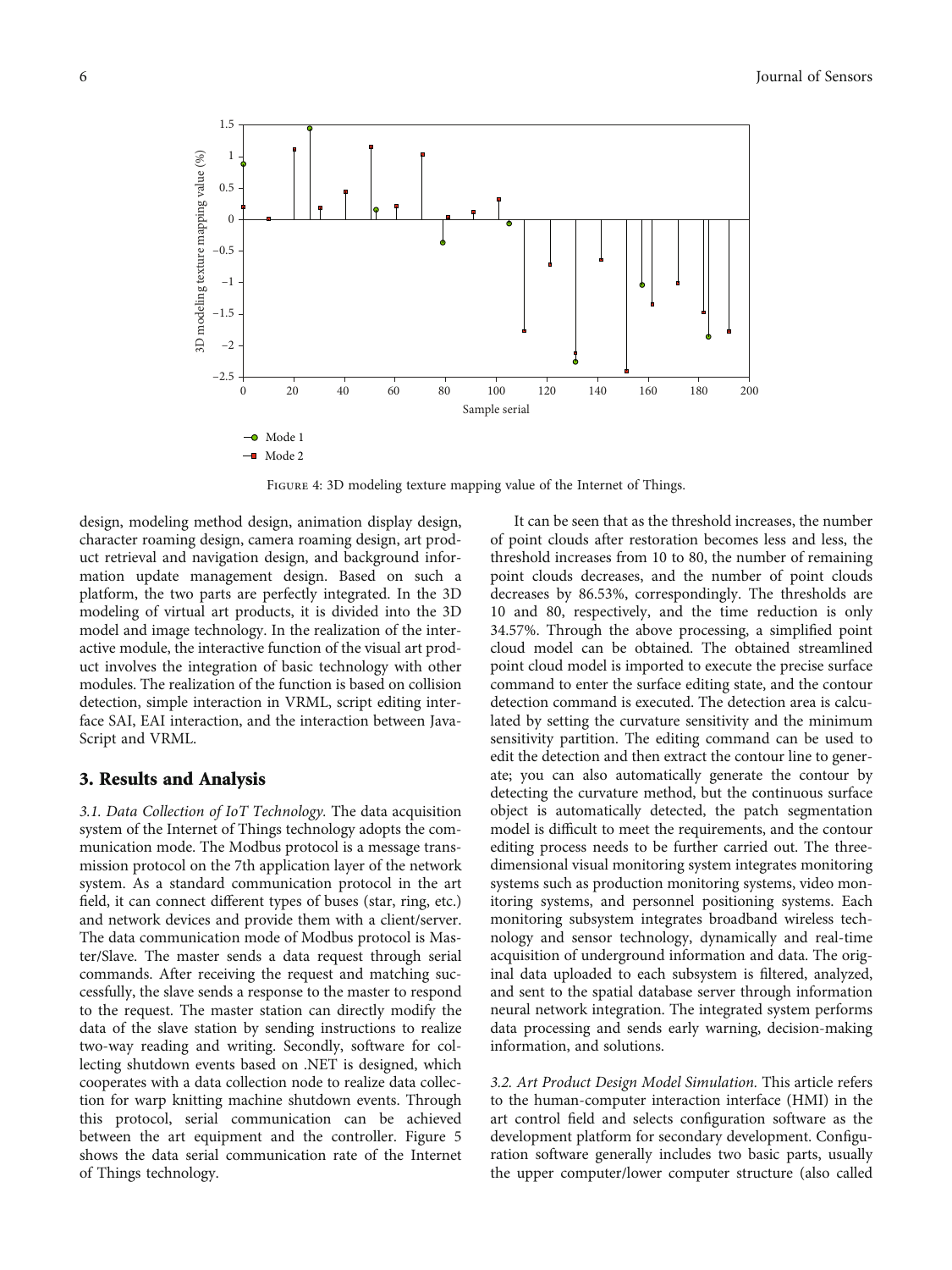1.5
1
0.5
0
−0.5
−1
−1.5
−2
−2.5

3D modeling texture mapping value (%)

0 20 40 60 80 100 120 140 160 180 200

Sample serial

Mode 1
Mode 2

Figure 4: 3D modeling texture mapping value of the Internet of Things.

design, modeling method design, animation display design, character roaming design, camera roaming design, art product retrieval and navigation design, and background information update management design. Based on such a platform, the two parts are perfectly integrated. In the 3D modeling of virtual art products, it is divided into the 3D model and image technology. In the realization of the interactive module, the interactive function of the visual art product involves the integration of basic technology with other modules. The realization of the function is based on collision detection, simple interaction in VRML, script editing interface SAI, EAI interaction, and the interaction between JavaScript and VRML.

## 3. Results and Analysis

*3.1. Data Collection of IoT Technology.* The data acquisition system of the Internet of Things technology adopts the communication mode. The Modbus protocol is a message transmission protocol on the 7th application layer of the network system. As a standard communication protocol in the art field, it can connect different types of buses (star, ring, etc.) and network devices and provide them with a client/server. The data communication mode of Modbus protocol is Master/Slave. The master sends a data request through serial commands. After receiving the request and matching successfully, the slave sends a response to the master to respond to the request. The master station can directly modify the data of the slave station by sending instructions to realize two-way reading and writing. Secondly, software for collecting shutdown events based on .NET is designed, which cooperates with a data collection node to realize data collection for warp knitting machine shutdown events. Through this protocol, serial communication can be achieved between the art equipment and the controller. Figure 5 shows the data serial communication rate of the Internet of Things technology.

It can be seen that as the threshold increases, the number of point clouds after restoration becomes less and less, the threshold increases from 10 to 80, the number of remaining point clouds decreases, and the number of point clouds decreases by 86.53%, correspondingly. The thresholds are 10 and 80, respectively, and the time reduction is only 34.57%. Through the above processing, a simplified point cloud model can be obtained. The obtained streamlined point cloud model is imported to execute the precise surface command to enter the surface editing state, and the contour detection command is executed. The detection area is calculated by setting the curvature sensitivity and the minimum sensitivity partition. The editing command can be used to edit the detection and then extract the contour line to generate; you can also automatically generate the contour by detecting the curvature method, but the continuous surface object is automatically detected, the patch segmentation model is difficult to meet the requirements, and the contour editing process needs to be further carried out. The three-dimensional visual monitoring system integrates monitoring systems such as production monitoring systems, video monitoring systems, and personnel positioning systems. Each monitoring subsystem integrates broadband wireless technology and sensor technology, dynamically and real-time acquisition of underground information and data. The original data uploaded to each subsystem is filtered, analyzed, and sent to the spatial database server through information neural network integration. The integrated system performs data processing and sends early warning, decision-making information, and solutions.

*3.2. Art Product Design Model Simulation.* This article refers to the human-computer interaction interface (HMI) in the art control field and selects configuration software as the development platform for secondary development. Configuration software generally includes two basic parts, usually the upper computer/lower computer structure (also called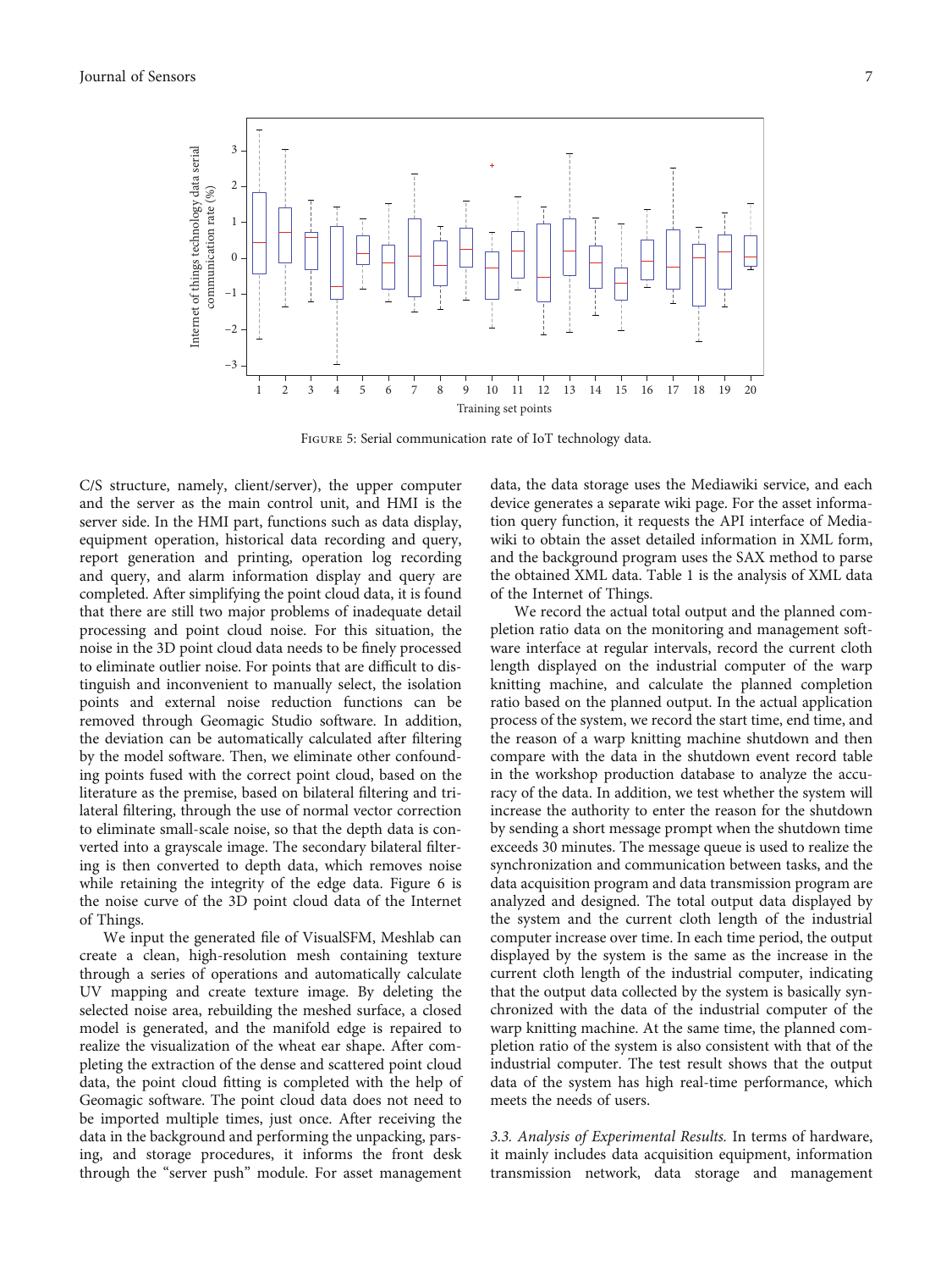Figure 5: Serial communication rate of IoT technology data.

C/S structure, namely, client/server), the upper computer and the server as the main control unit, and HMI is the server side. In the HMI part, functions such as data display, equipment operation, historical data recording and query, report generation and printing, operation log recording and query, and alarm information display and query are completed. After simplifying the point cloud data, it is found that there are still two major problems of inadequate detail processing and point cloud noise. For this situation, the noise in the 3D point cloud data needs to be finely processed to eliminate outlier noise. For points that are difficult to distinguish and inconvenient to manually select, the isolation points and external noise reduction functions can be removed through Geomagic Studio software. In addition, the deviation can be automatically calculated after filtering by the model software. Then, we eliminate other confounding points fused with the correct point cloud, based on the literature as the premise, based on bilateral filtering and trilateral filtering, through the use of normal vector correction to eliminate small-scale noise, so that the depth data is converted into a grayscale image. The secondary bilateral filtering is then converted to depth data, which removes noise while retaining the integrity of the edge data. Figure 6 is the noise curve of the 3D point cloud data of the Internet of Things.

We input the generated file of VisualSFM, Meshlab can create a clean, high-resolution mesh containing texture through a series of operations and automatically calculate UV mapping and create texture image. By deleting the selected noise area, rebuilding the meshed surface, a closed model is generated, and the manifold edge is repaired to realize the visualization of the wheat ear shape. After completing the extraction of the dense and scattered point cloud data, the point cloud fitting is completed with the help of Geomagic software. The point cloud data does not need to be imported multiple times, just once. After receiving the data in the background and performing the unpacking, parsing, and storage procedures, it informs the front desk through the "server push" module. For asset management data, the data storage uses the Mediawiki service, and each device generates a separate wiki page. For the asset information query function, it requests the API interface of Mediawiki to obtain the asset detailed information in XML form, and the background program uses the SAX method to parse the obtained XML data. Table 1 is the analysis of XML data of the Internet of Things.

We record the actual total output and the planned completion ratio data on the monitoring and management software interface at regular intervals, record the current cloth length displayed on the industrial computer of the warp knitting machine, and calculate the planned completion ratio based on the planned output. In the actual application process of the system, we record the start time, end time, and the reason of a warp knitting machine shutdown and then compare with the data in the shutdown event record table in the workshop production database to analyze the accuracy of the data. In addition, we test whether the system will increase the authority to enter the reason for the shutdown by sending a short message prompt when the shutdown time exceeds 30 minutes. The message queue is used to realize the synchronization and communication between tasks, and the data acquisition program and data transmission program are analyzed and designed. The total output data displayed by the system and the current cloth length of the industrial computer increase over time. In each time period, the output displayed by the system is the same as the increase in the current cloth length of the industrial computer, indicating that the output data collected by the system is basically synchronized with the data of the industrial computer of the warp knitting machine. At the same time, the planned completion ratio of the system is also consistent with that of the industrial computer. The test result shows that the output data of the system has high real-time performance, which meets the needs of users.

*3.3. Analysis of Experimental Results.* In terms of hardware, it mainly includes data acquisition equipment, information transmission network, data storage and management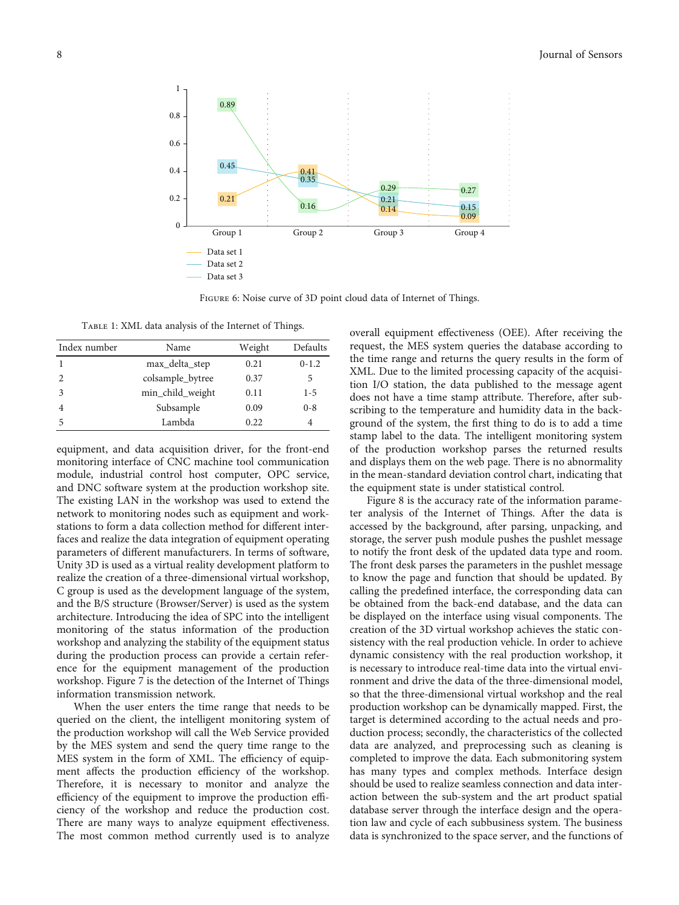1
0.8
0.6
0.4
0.2
0

0.89
0.45
0.21
0.41
0.35
0.16
0.29
0.21
0.14
0.27
0.15
0.09

Group 1
Group 2
Group 3
Group 4

Data set 1
Data set 2
Data set 3

Figure 6: Noise curve of 3D point cloud data of Internet of Things.

Table 1: XML data analysis of the Internet of Things.

| Index number | Name | Weight | Defaults |
|---|---|---|---|
| 1 | max_delta_step | 0.21 | 0-1.2 |
| 2 | colsample_bytree | 0.37 | 5 |
| 3 | min_child_weight | 0.11 | 1-5 |
| 4 | Subsample | 0.09 | 0-8 |
| 5 | Lambda | 0.22 | 4 |

equipment, and data acquisition driver, for the front-end monitoring interface of CNC machine tool communication module, industrial control host computer, OPC service, and DNC software system at the production workshop site. The existing LAN in the workshop was used to extend the network to monitoring nodes such as equipment and workstations to form a data collection method for different interfaces and realize the data integration of equipment operating parameters of different manufacturers. In terms of software, Unity 3D is used as a virtual reality development platform to realize the creation of a three-dimensional virtual workshop, C group is used as the development language of the system, and the B/S structure (Browser/Server) is used as the system architecture. Introducing the idea of SPC into the intelligent monitoring of the status information of the production workshop and analyzing the stability of the equipment status during the production process can provide a certain reference for the equipment management of the production workshop. Figure 7 is the detection of the Internet of Things information transmission network.

When the user enters the time range that needs to be queried on the client, the intelligent monitoring system of the production workshop will call the Web Service provided by the MES system and send the query time range to the MES system in the form of XML. The efficiency of equipment affects the production efficiency of the workshop. Therefore, it is necessary to monitor and analyze the efficiency of the equipment to improve the production efficiency of the workshop and reduce the production cost. There are many ways to analyze equipment effectiveness. The most common method currently used is to analyze overall equipment effectiveness (OEE). After receiving the request, the MES system queries the database according to the time range and returns the query results in the form of XML. Due to the limited processing capacity of the acquisition I/O station, the data published to the message agent does not have a time stamp attribute. Therefore, after subscribing to the temperature and humidity data in the background of the system, the first thing to do is to add a time stamp label to the data. The intelligent monitoring system of the production workshop parses the returned results and displays them on the web page. There is no abnormality in the mean-standard deviation control chart, indicating that the equipment state is under statistical control.

Figure 8 is the accuracy rate of the information parameter analysis of the Internet of Things. After the data is accessed by the background, after parsing, unpacking, and storage, the server push module pushes the pushlet message to notify the front desk of the updated data type and room. The front desk parses the parameters in the pushlet message to know the page and function that should be updated. By calling the predefined interface, the corresponding data can be obtained from the back-end database, and the data can be displayed on the interface using visual components. The creation of the 3D virtual workshop achieves the static consistency with the real production vehicle. In order to achieve dynamic consistency with the real production workshop, it is necessary to introduce real-time data into the virtual environment and drive the data of the three-dimensional model, so that the three-dimensional virtual workshop and the real production workshop can be dynamically mapped. First, the target is determined according to the actual needs and production process; secondly, the characteristics of the collected data are analyzed, and preprocessing such as cleaning is completed to improve the data. Each submonitoring system has many types and complex methods. Interface design should be used to realize seamless connection and data interaction between the sub-system and the art product spatial database server through the interface design and the operation law and cycle of each subbusiness system. The business data is synchronized to the space server, and the functions of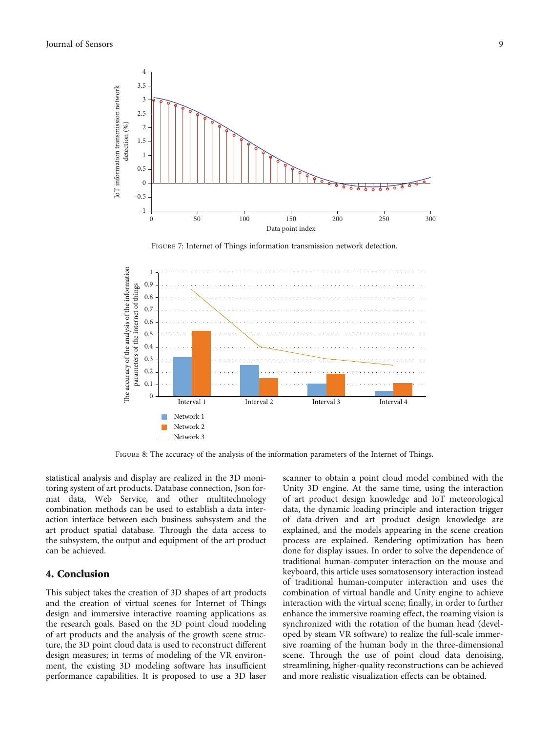IoT information transmission network detection (%)

4
3.5
3
2.5
2
1.5
1
0.5
0
−0.5
−1

0 50 100 150 200 250 300

Data point index

Figure 7: Internet of Things information transmission network detection.

The accuracy of the analysis of the information parameters of the internet of things

1
0.9
0.8
0.7
0.6
0.5
0.4
0.3
0.2
0.1
0

Interval 1 Interval 2 Interval 3 Interval 4

Network 1
Network 2
Network 3

Figure 8: The accuracy of the analysis of the information parameters of the Internet of Things.

statistical analysis and display are realized in the 3D monitoring system of art products. Database connection, Json format data, Web Service, and other multitechnology combination methods can be used to establish a data interaction interface between each business subsystem and the art product spatial database. Through the data access to the subsystem, the output and equipment of the art product can be achieved.

## 4. Conclusion

This subject takes the creation of 3D shapes of art products and the creation of virtual scenes for Internet of Things design and immersive interactive roaming applications as the research goals. Based on the 3D point cloud modeling of art products and the analysis of the growth scene structure, the 3D point cloud data is used to reconstruct different design measures; in terms of modeling of the VR environment, the existing 3D modeling software has insufficient performance capabilities. It is proposed to use a 3D laser scanner to obtain a point cloud model combined with the Unity 3D engine. At the same time, using the interaction of art product design knowledge and IoT meteorological data, the dynamic loading principle and interaction trigger of data-driven and art product design knowledge are explained, and the models appearing in the scene creation process are explained. Rendering optimization has been done for display issues. In order to solve the dependence of traditional human-computer interaction on the mouse and keyboard, this article uses somatosensory interaction instead of traditional human-computer interaction and uses the combination of virtual handle and Unity engine to achieve interaction with the virtual scene; finally, in order to further enhance the immersive roaming effect, the roaming vision is synchronized with the rotation of the human head (developed by steam VR software) to realize the full-scale immersive roaming of the human body in the three-dimensional scene. Through the use of point cloud data denoising, streamlining, higher-quality reconstructions can be achieved and more realistic visualization effects can be obtained.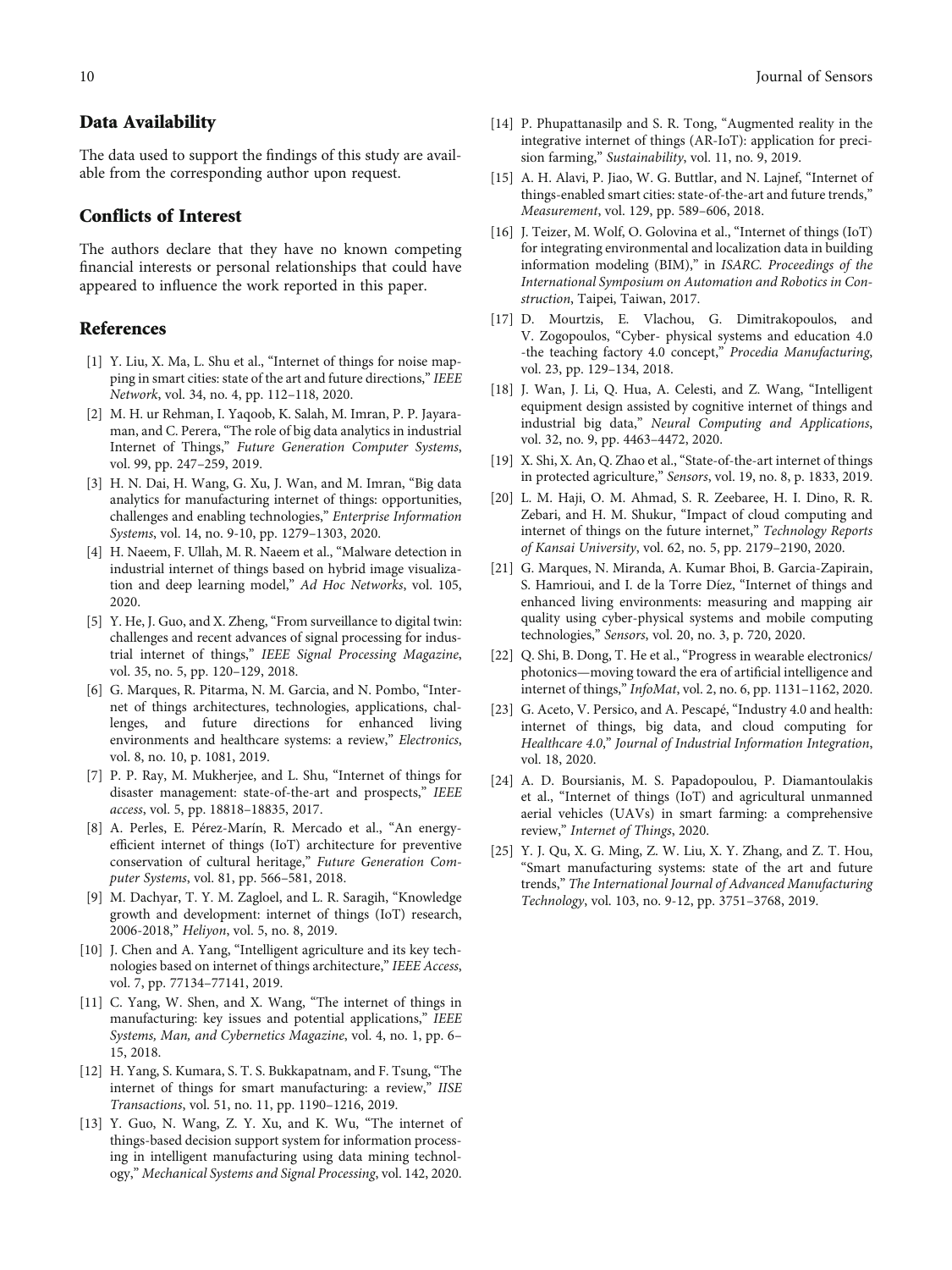## Data Availability

The data used to support the findings of this study are available from the corresponding author upon request.

## Conflicts of Interest

The authors declare that they have no known competing financial interests or personal relationships that could have appeared to influence the work reported in this paper.

## References

[1] Y. Liu, X. Ma, L. Shu et al., "Internet of things for noise mapping in smart cities: state of the art and future directions," *IEEE Network*, vol. 34, no. 4, pp. 112–118, 2020.

[2] M. H. ur Rehman, I. Yaqoob, K. Salah, M. Imran, P. P. Jayaraman, and C. Perera, "The role of big data analytics in industrial Internet of Things," *Future Generation Computer Systems*, vol. 99, pp. 247–259, 2019.

[3] H. N. Dai, H. Wang, G. Xu, J. Wan, and M. Imran, "Big data analytics for manufacturing internet of things: opportunities, challenges and enabling technologies," *Enterprise Information Systems*, vol. 14, no. 9-10, pp. 1279–1303, 2020.

[4] H. Naeem, F. Ullah, M. R. Naeem et al., "Malware detection in industrial internet of things based on hybrid image visualization and deep learning model," *Ad Hoc Networks*, vol. 105, 2020.

[5] Y. He, J. Guo, and X. Zheng, "From surveillance to digital twin: challenges and recent advances of signal processing for industrial internet of things," *IEEE Signal Processing Magazine*, vol. 35, no. 5, pp. 120–129, 2018.

[6] G. Marques, R. Pitarma, N. M. Garcia, and N. Pombo, "Internet of things architectures, technologies, applications, challenges, and future directions for enhanced living environments and healthcare systems: a review," *Electronics*, vol. 8, no. 10, p. 1081, 2019.

[7] P. P. Ray, M. Mukherjee, and L. Shu, "Internet of things for disaster management: state-of-the-art and prospects," *IEEE access*, vol. 5, pp. 18818–18835, 2017.

[8] A. Perles, E. Pérez-Marín, R. Mercado et al., "An energy-efficient internet of things (IoT) architecture for preventive conservation of cultural heritage," *Future Generation Computer Systems*, vol. 81, pp. 566–581, 2018.

[9] M. Dachyar, T. Y. M. Zagloel, and L. R. Saragih, "Knowledge growth and development: internet of things (IoT) research, 2006-2018," *Heliyon*, vol. 5, no. 8, 2019.

[10] J. Chen and A. Yang, "Intelligent agriculture and its key technologies based on internet of things architecture," *IEEE Access*, vol. 7, pp. 77134–77141, 2019.

[11] C. Yang, W. Shen, and X. Wang, "The internet of things in manufacturing: key issues and potential applications," *IEEE Systems, Man, and Cybernetics Magazine*, vol. 4, no. 1, pp. 6–15, 2018.

[12] H. Yang, S. Kumara, S. T. S. Bukkapatnam, and F. Tsung, "The internet of things for smart manufacturing: a review," *IISE Transactions*, vol. 51, no. 11, pp. 1190–1216, 2019.

[13] Y. Guo, N. Wang, Z. Y. Xu, and K. Wu, "The internet of things-based decision support system for information processing in intelligent manufacturing using data mining technology," *Mechanical Systems and Signal Processing*, vol. 142, 2020.

[14] P. Phupattanasilp and S. R. Tong, "Augmented reality in the integrative internet of things (AR-IoT): application for precision farming," *Sustainability*, vol. 11, no. 9, 2019.

[15] A. H. Alavi, P. Jiao, W. G. Buttlar, and N. Lajnef, "Internet of things-enabled smart cities: state-of-the-art and future trends," *Measurement*, vol. 129, pp. 589–606, 2018.

[16] J. Teizer, M. Wolf, O. Golovina et al., "Internet of things (IoT) for integrating environmental and localization data in building information modeling (BIM)," in *ISARC. Proceedings of the International Symposium on Automation and Robotics in Construction*, Taipei, Taiwan, 2017.

[17] D. Mourtzis, E. Vlachou, G. Dimitrakopoulos, and V. Zogopoulos, "Cyber- physical systems and education 4.0 -the teaching factory 4.0 concept," *Procedia Manufacturing*, vol. 23, pp. 129–134, 2018.

[18] J. Wan, J. Li, Q. Hua, A. Celesti, and Z. Wang, "Intelligent equipment design assisted by cognitive internet of things and industrial big data," *Neural Computing and Applications*, vol. 32, no. 9, pp. 4463–4472, 2020.

[19] X. Shi, X. An, Q. Zhao et al., "State-of-the-art internet of things in protected agriculture," *Sensors*, vol. 19, no. 8, p. 1833, 2019.

[20] L. M. Haji, O. M. Ahmad, S. R. Zeebaree, H. I. Dino, R. R. Zebari, and H. M. Shukur, "Impact of cloud computing and internet of things on the future internet," *Technology Reports of Kansai University*, vol. 62, no. 5, pp. 2179–2190, 2020.

[21] G. Marques, N. Miranda, A. Kumar Bhoi, B. Garcia-Zapirain, S. Hamrioui, and I. de la Torre Díez, "Internet of things and enhanced living environments: measuring and mapping air quality using cyber-physical systems and mobile computing technologies," *Sensors*, vol. 20, no. 3, p. 720, 2020.

[22] Q. Shi, B. Dong, T. He et al., "Progress in wearable electronics/photonics—moving toward the era of artificial intelligence and internet of things," *InfoMat*, vol. 2, no. 6, pp. 1131–1162, 2020.

[23] G. Aceto, V. Persico, and A. Pescapé, "Industry 4.0 and health: internet of things, big data, and cloud computing for Healthcare 4.0," *Journal of Industrial Information Integration*, vol. 18, 2020.

[24] A. D. Boursianis, M. S. Papadopoulou, P. Diamantoulakis et al., "Internet of things (IoT) and agricultural unmanned aerial vehicles (UAVs) in smart farming: a comprehensive review," *Internet of Things*, 2020.

[25] Y. J. Qu, X. G. Ming, Z. W. Liu, X. Y. Zhang, and Z. T. Hou, "Smart manufacturing systems: state of the art and future trends," *The International Journal of Advanced Manufacturing Technology*, vol. 103, no. 9-12, pp. 3751–3768, 2019.